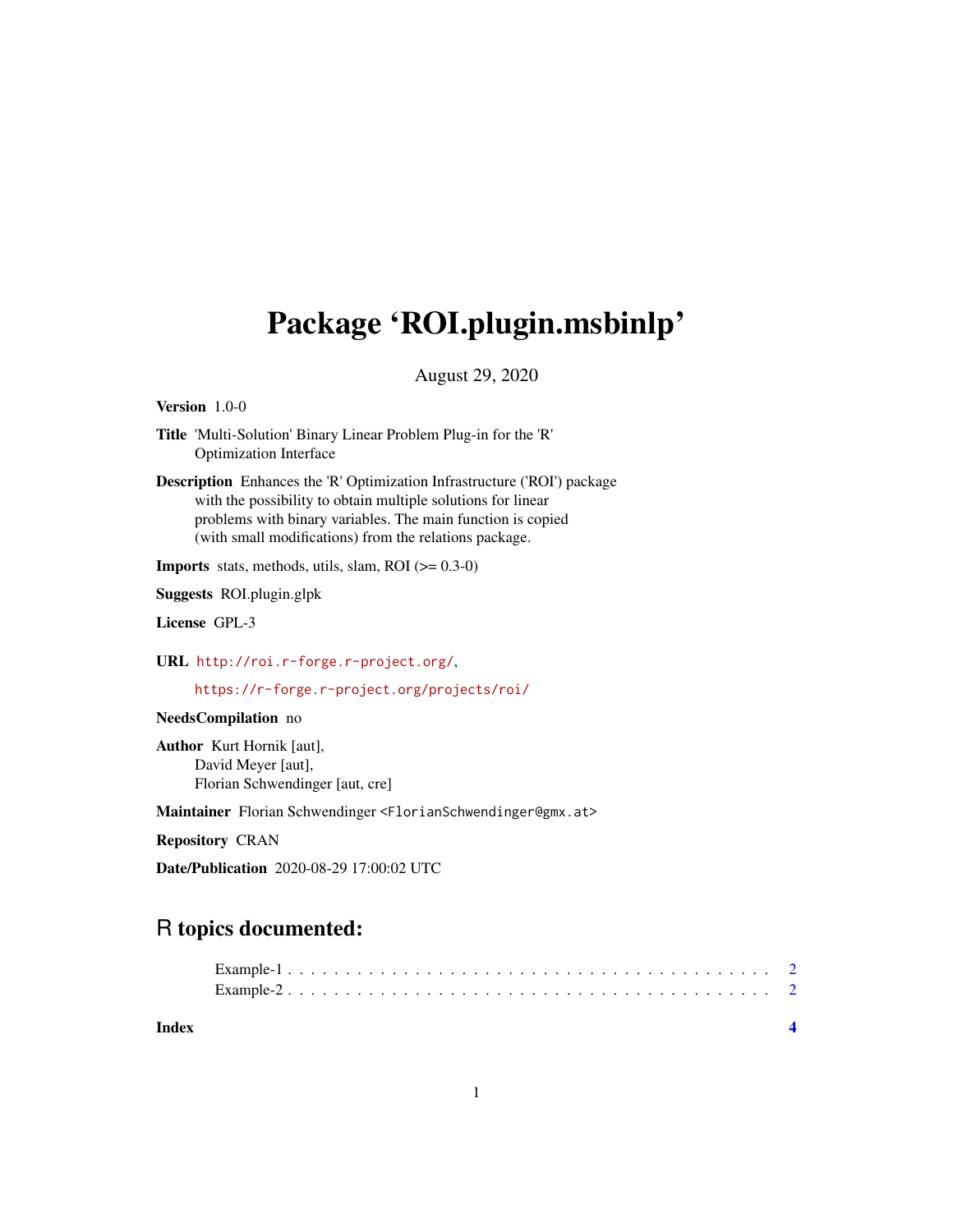# Package 'ROI.plugin.msbinlp'

August 29, 2020

**Version** 1.0-0

**Title** 'Multi-Solution' Binary Linear Problem Plug-in for the 'R' Optimization Interface

**Description** Enhances the 'R' Optimization Infrastructure ('ROI') package with the possibility to obtain multiple solutions for linear problems with binary variables. The main function is copied (with small modifications) from the relations package.

**Imports** stats, methods, utils, slam, ROI (>= 0.3-0)

**Suggests** ROI.plugin.glpk

**License** GPL-3

**URL** http://roi.r-forge.r-project.org/,

https://r-forge.r-project.org/projects/roi/

**NeedsCompilation** no

**Author** Kurt Hornik [aut],
David Meyer [aut],
Florian Schwendinger [aut, cre]

**Maintainer** Florian Schwendinger <FlorianSchwendinger@gmx.at>

**Repository** CRAN

**Date/Publication** 2020-08-29 17:00:02 UTC

## R topics documented:

Example-1 . . . . . . . . . . . . . . . . . . . . . . . . . . . . . . . . . . . . . . . . . 2
Example-2 . . . . . . . . . . . . . . . . . . . . . . . . . . . . . . . . . . . . . . . . . 2

**Index** 4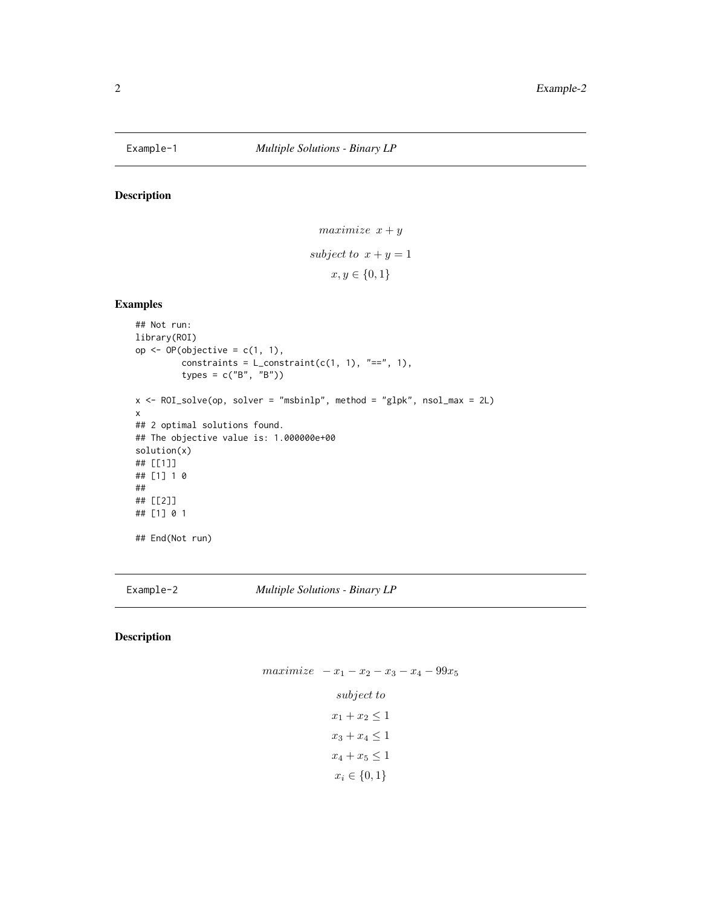## Example-1 *Multiple Solutions - Binary LP*

### Description

$$maximize \;\; x + y$$
$$subject\ to \;\; x + y = 1$$
$$x, y \in \{0, 1\}$$

### Examples

```
## Not run:
library(ROI)
op <- OP(objective = c(1, 1),
         constraints = L_constraint(c(1, 1), "==", 1),
         types = c("B", "B"))

x <- ROI_solve(op, solver = "msbinlp", method = "glpk", nsol_max = 2L)
x
## 2 optimal solutions found.
## The objective value is: 1.000000e+00
solution(x)
## [[1]]
## [1] 1 0
##
## [[2]]
## [1] 0 1

## End(Not run)
```

## Example-2 *Multiple Solutions - Binary LP*

### Description

$$maximize \;\; -x_1 - x_2 - x_3 - x_4 - 99x_5$$
$$subject\ to$$
$$x_1 + x_2 \leq 1$$
$$x_3 + x_4 \leq 1$$
$$x_4 + x_5 \leq 1$$
$$x_i \in \{0, 1\}$$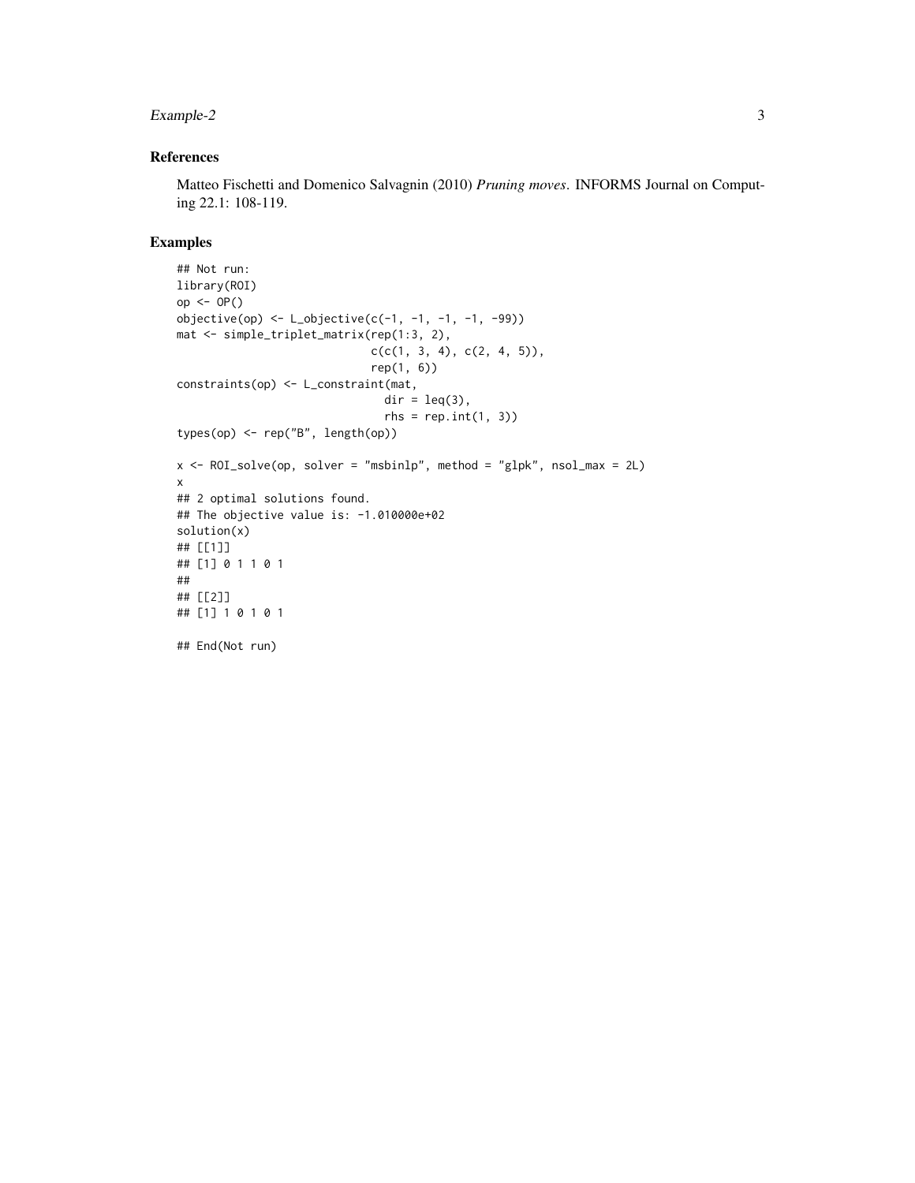## References

Matteo Fischetti and Domenico Salvagnin (2010) *Pruning moves*. INFORMS Journal on Computing 22.1: 108-119.

## Examples

```
## Not run:
library(ROI)
op <- OP()
objective(op) <- L_objective(c(-1, -1, -1, -1, -99))
mat <- simple_triplet_matrix(rep(1:3, 2),
                             c(c(1, 3, 4), c(2, 4, 5)),
                             rep(1, 6))
constraints(op) <- L_constraint(mat,
                                dir = leq(3),
                                rhs = rep.int(1, 3))
types(op) <- rep("B", length(op))

x <- ROI_solve(op, solver = "msbinlp", method = "glpk", nsol_max = 2L)
x
## 2 optimal solutions found.
## The objective value is: -1.010000e+02
solution(x)
## [[1]]
## [1] 0 1 1 0 1
##
## [[2]]
## [1] 1 0 1 0 1

## End(Not run)
```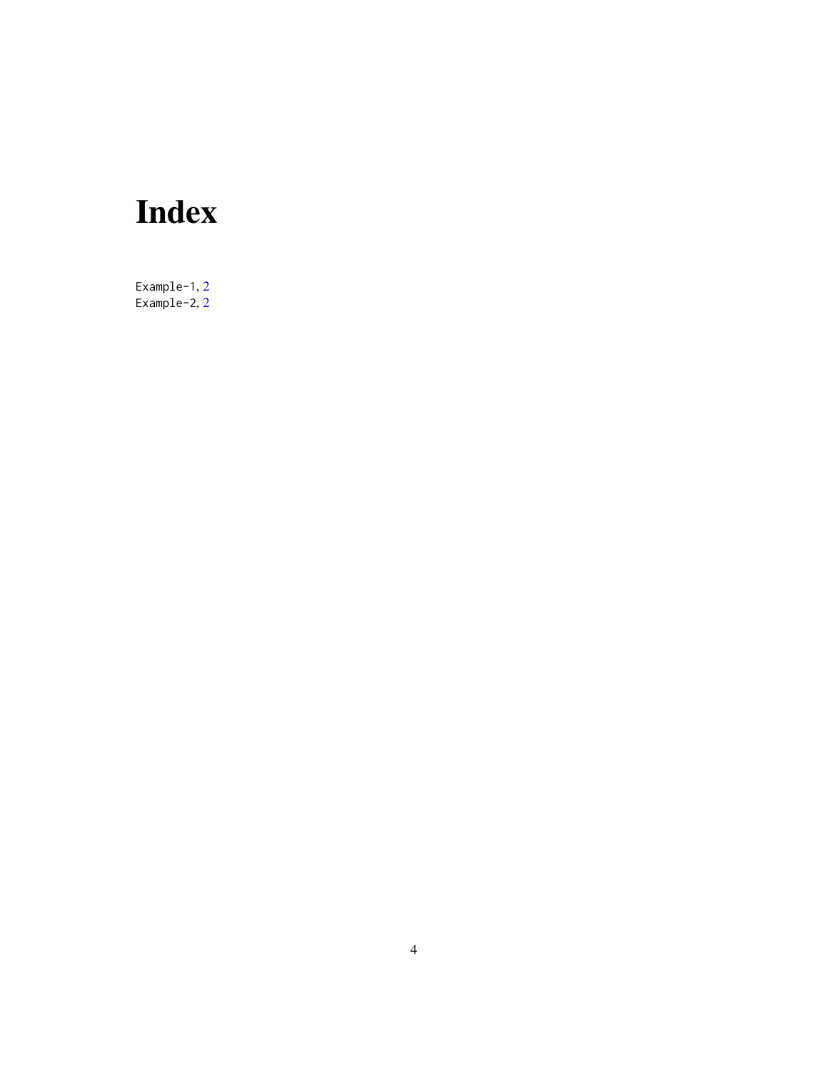# Index

Example-1, 2
Example-2, 2